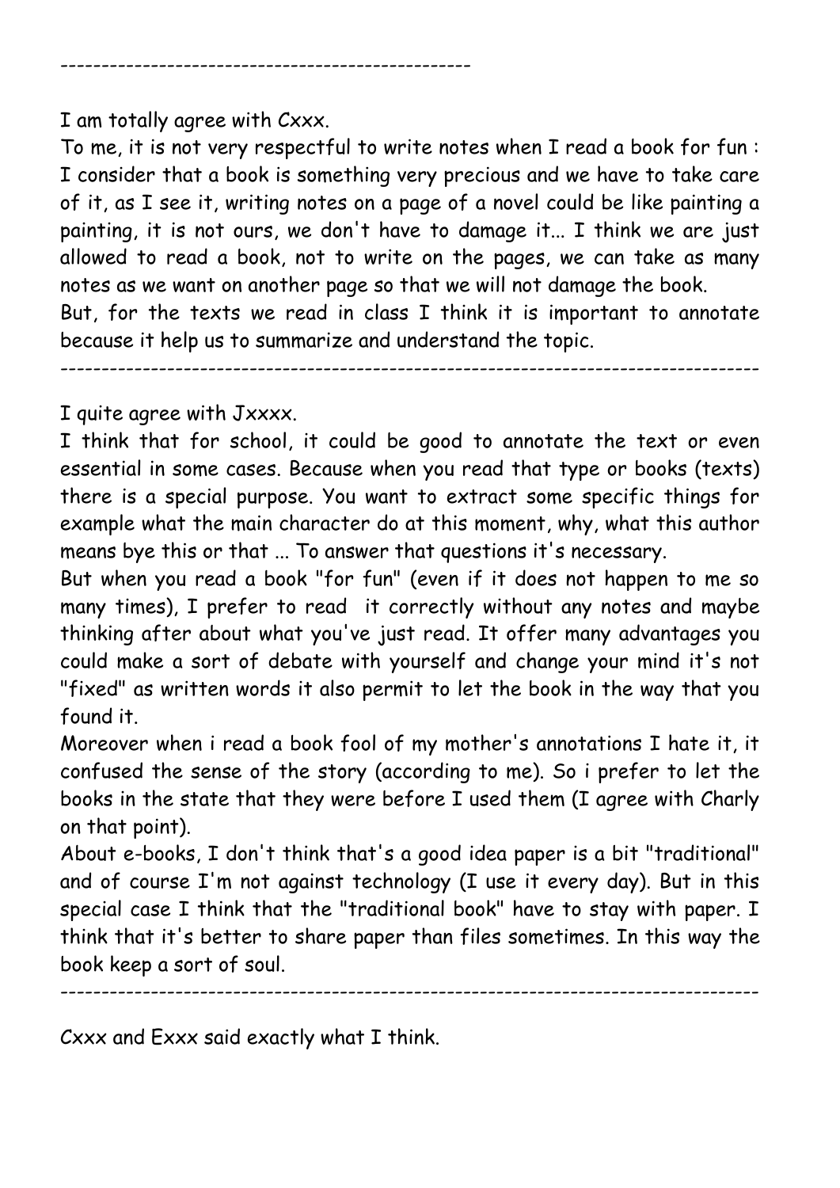------------------------------------------------

I am totally agree with Cxxx.

To me, it is not very respectful to write notes when I read a book for fun : I consider that a book is something very precious and we have to take care of it, as I see it, writing notes on a page of a novel could be like painting a painting, it is not ours, we don't have to damage it... I think we are just allowed to read a book, not to write on the pages, we can take as many notes as we want on another page so that we will not damage the book.

But, for the texts we read in class I think it is important to annotate because it help us to summarize and understand the topic.

-----------------------------------------------------------------------------------

I quite agree with Jxxxx.

I think that for school, it could be good to annotate the text or even essential in some cases. Because when you read that type or books (texts) there is a special purpose. You want to extract some specific things for example what the main character do at this moment, why, what this author means bye this or that ... To answer that questions it's necessary.

But when you read a book "for fun" (even if it does not happen to me so many times), I prefer to read it correctly without any notes and maybe thinking after about what you've just read. It offer many advantages you could make a sort of debate with yourself and change your mind it's not "fixed" as written words it also permit to let the book in the way that you found it.

Moreover when i read a book fool of my mother's annotations I hate it, it confused the sense of the story (according to me). So i prefer to let the books in the state that they were before I used them (I agree with Charly on that point).

About e-books, I don't think that's a good idea paper is a bit "traditional" and of course I'm not against technology (I use it every day). But in this special case I think that the "traditional book" have to stay with paper. I think that it's better to share paper than files sometimes. In this way the book keep a sort of soul.

-----------------------------------------------------------------------------------

Cxxx and Exxx said exactly what I think.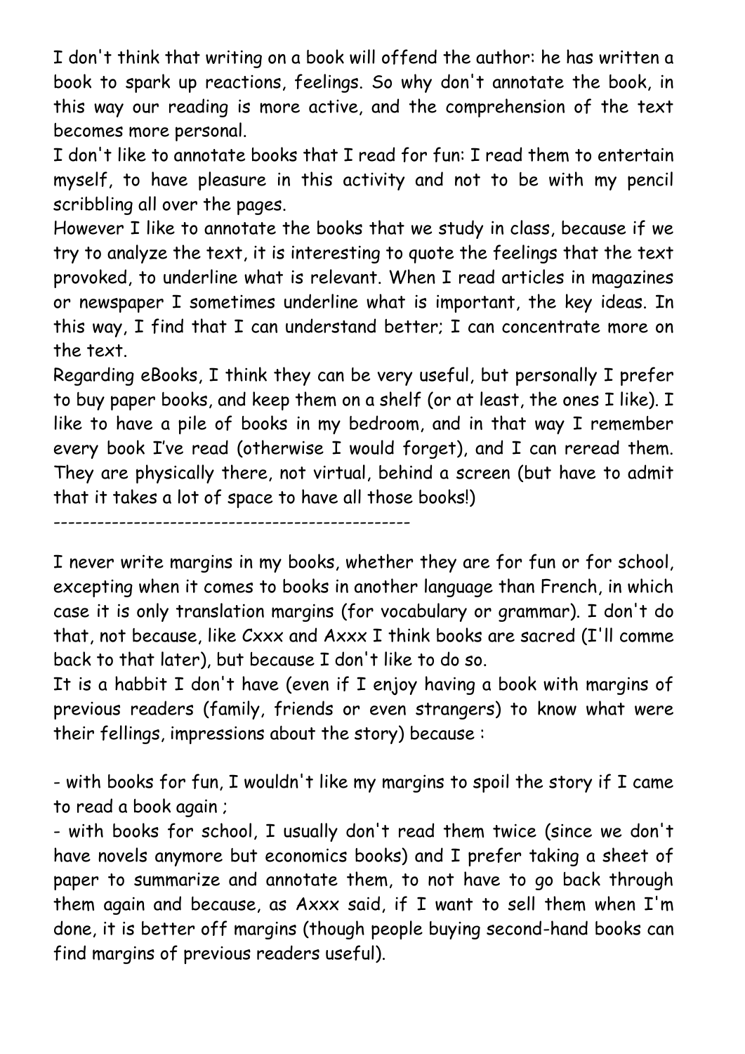I don't think that writing on a book will offend the author: he has written a book to spark up reactions, feelings. So why don't annotate the book, in this way our reading is more active, and the comprehension of the text becomes more personal.

I don't like to annotate books that I read for fun: I read them to entertain myself, to have pleasure in this activity and not to be with my pencil scribbling all over the pages.

However I like to annotate the books that we study in class, because if we try to analyze the text, it is interesting to quote the feelings that the text provoked, to underline what is relevant. When I read articles in magazines or newspaper I sometimes underline what is important, the key ideas. In this way, I find that I can understand better; I can concentrate more on the text.

Regarding eBooks, I think they can be very useful, but personally I prefer to buy paper books, and keep them on a shelf (or at least, the ones I like). I like to have a pile of books in my bedroom, and in that way I remember every book I've read (otherwise I would forget), and I can reread them. They are physically there, not virtual, behind a screen (but have to admit that it takes a lot of space to have all those books!)

---

I never write margins in my books, whether they are for fun or for school, excepting when it comes to books in another language than French, in which case it is only translation margins (for vocabulary or grammar). I don't do that, not because, like Cxxx and Axxx I think books are sacred (I'll comme back to that later), but because I don't like to do so.

It is a habbit I don't have (even if I enjoy having a book with margins of previous readers (family, friends or even strangers) to know what were their fellings, impressions about the story) because :

- with books for fun, I wouldn't like my margins to spoil the story if I came to read a book again ;
- with books for school, I usually don't read them twice (since we don't have novels anymore but economics books) and I prefer taking a sheet of paper to summarize and annotate them, to not have to go back through them again and because, as Axxx said, if I want to sell them when I'm done, it is better off margins (though people buying second-hand books can find margins of previous readers useful).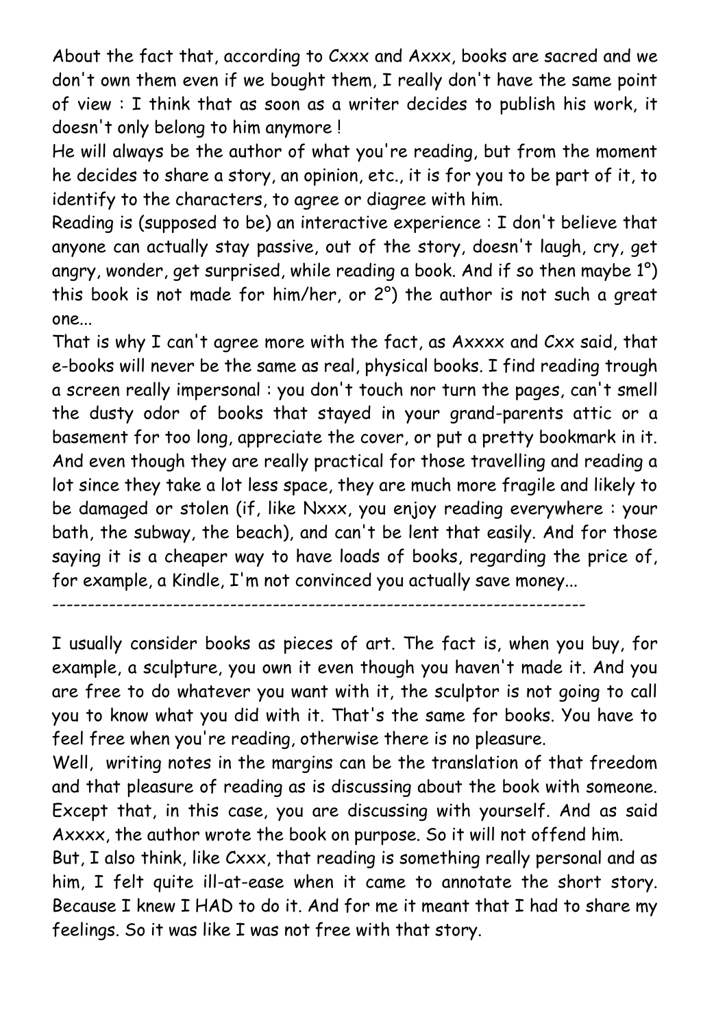About the fact that, according to Cxxx and Axxx, books are sacred and we don't own them even if we bought them, I really don't have the same point of view : I think that as soon as a writer decides to publish his work, it doesn't only belong to him anymore !

He will always be the author of what you're reading, but from the moment he decides to share a story, an opinion, etc., it is for you to be part of it, to identify to the characters, to agree or diagree with him.

Reading is (supposed to be) an interactive experience : I don't believe that anyone can actually stay passive, out of the story, doesn't laugh, cry, get angry, wonder, get surprised, while reading a book. And if so then maybe 1°) this book is not made for him/her, or 2°) the author is not such a great one...

That is why I can't agree more with the fact, as Axxxx and Cxx said, that e-books will never be the same as real, physical books. I find reading trough a screen really impersonal : you don't touch nor turn the pages, can't smell the dusty odor of books that stayed in your grand-parents attic or a basement for too long, appreciate the cover, or put a pretty bookmark in it. And even though they are really practical for those travelling and reading a lot since they take a lot less space, they are much more fragile and likely to be damaged or stolen (if, like Nxxx, you enjoy reading everywhere : your bath, the subway, the beach), and can't be lent that easily. And for those saying it is a cheaper way to have loads of books, regarding the price of, for example, a Kindle, I'm not convinced you actually save money...

---

I usually consider books as pieces of art. The fact is, when you buy, for example, a sculpture, you own it even though you haven't made it. And you are free to do whatever you want with it, the sculptor is not going to call you to know what you did with it. That's the same for books. You have to feel free when you're reading, otherwise there is no pleasure.

Well, writing notes in the margins can be the translation of that freedom and that pleasure of reading as is discussing about the book with someone. Except that, in this case, you are discussing with yourself. And as said Axxxx, the author wrote the book on purpose. So it will not offend him.

But, I also think, like Cxxx, that reading is something really personal and as him, I felt quite ill-at-ease when it came to annotate the short story. Because I knew I HAD to do it. And for me it meant that I had to share my feelings. So it was like I was not free with that story.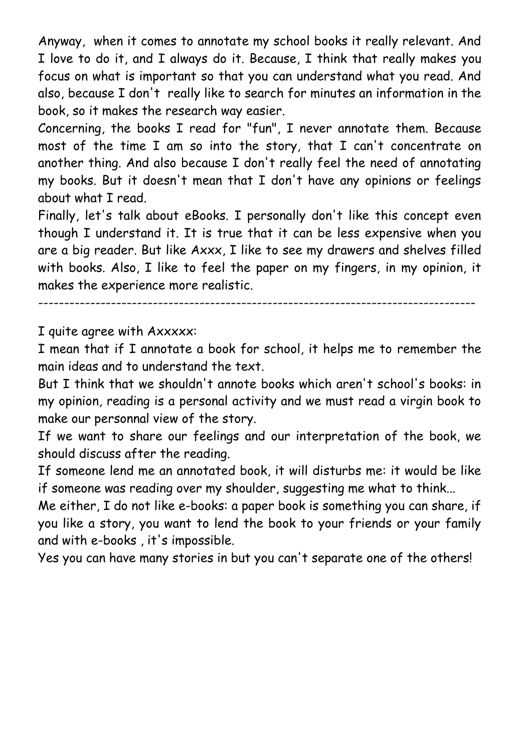Anyway, when it comes to annotate my school books it really relevant. And I love to do it, and I always do it. Because, I think that really makes you focus on what is important so that you can understand what you read. And also, because I don't really like to search for minutes an information in the book, so it makes the research way easier.

Concerning, the books I read for "fun", I never annotate them. Because most of the time I am so into the story, that I can't concentrate on another thing. And also because I don't really feel the need of annotating my books. But it doesn't mean that I don't have any opinions or feelings about what I read.

Finally, let's talk about eBooks. I personally don't like this concept even though I understand it. It is true that it can be less expensive when you are a big reader. But like Axxx, I like to see my drawers and shelves filled with books. Also, I like to feel the paper on my fingers, in my opinion, it makes the experience more realistic.

---

I quite agree with Axxxxx:

I mean that if I annotate a book for school, it helps me to remember the main ideas and to understand the text.

But I think that we shouldn't annote books which aren't school's books: in my opinion, reading is a personal activity and we must read a virgin book to make our personnal view of the story.

If we want to share our feelings and our interpretation of the book, we should discuss after the reading.

If someone lend me an annotated book, it will disturbs me: it would be like if someone was reading over my shoulder, suggesting me what to think...

Me either, I do not like e-books: a paper book is something you can share, if you like a story, you want to lend the book to your friends or your family and with e-books , it's impossible.

Yes you can have many stories in but you can't separate one of the others!